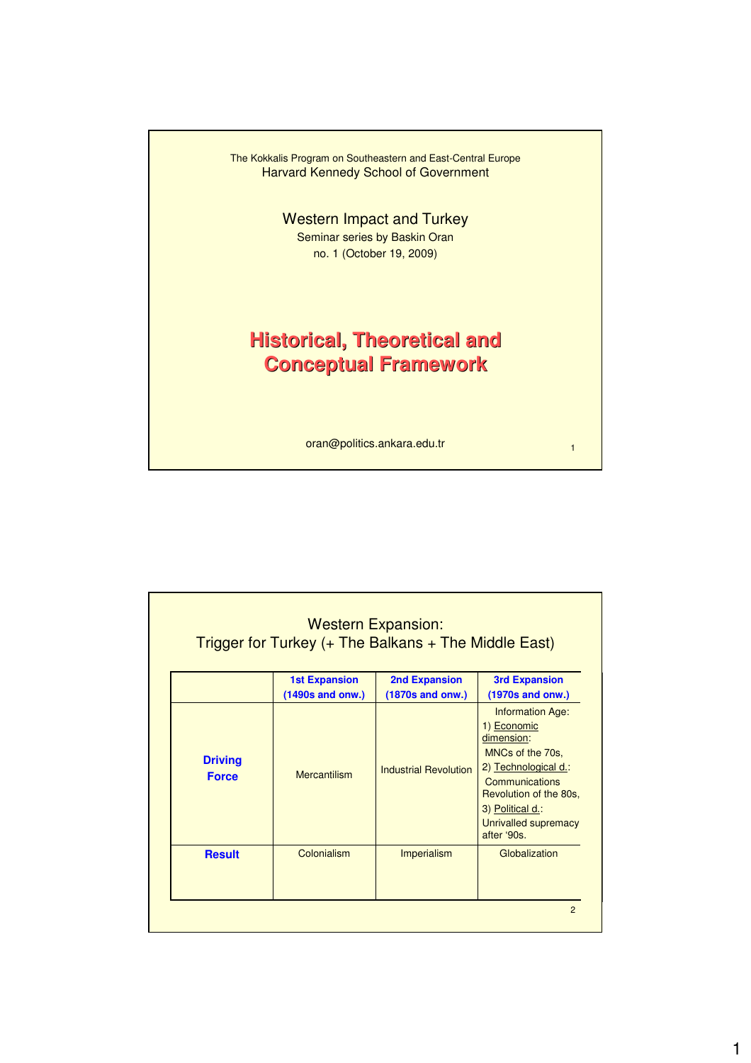The Kokkalis Program on Southeastern and East-Central Europe
Harvard Kennedy School of Government

Western Impact and Turkey
Seminar series by Baskin Oran
no. 1 (October 19, 2009)

# Historical, Theoretical and Conceptual Framework

oran@politics.ankara.edu.tr

## Western Expansion: Trigger for Turkey (+ The Balkans + The Middle East)

| | 1st Expansion (1490s and onw.) | 2nd Expansion (1870s and onw.) | 3rd Expansion (1970s and onw.) |
|---|---|---|---|
| **Driving Force** | Mercantilism | Industrial Revolution | Information Age: 1) Economic dimension: MNCs of the 70s, 2) Technological d.: Communications Revolution of the 80s, 3) Political d.: Unrivalled supremacy after '90s. |
| **Result** | Colonialism | Imperialism | Globalization |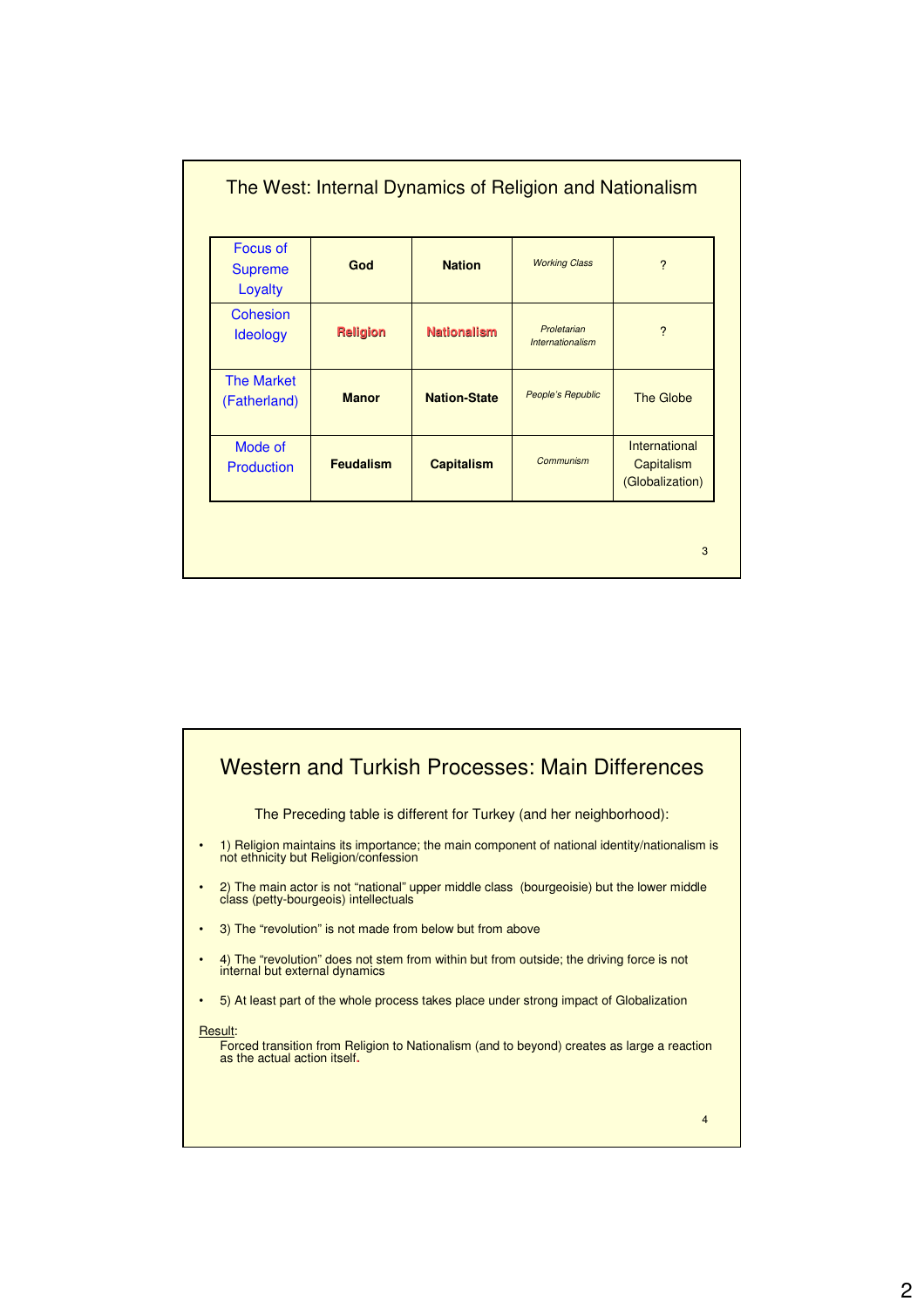## The West: Internal Dynamics of Religion and Nationalism

| Focus of Supreme Loyalty | **God** | **Nation** | *Working Class* | ? |
|---|---|---|---|---|
| Cohesion Ideology | **Religion** | **Nationalism** | *Proletarian Internationalism* | ? |
| The Market (Fatherland) | **Manor** | **Nation-State** | *People's Republic* | The Globe |
| Mode of Production | **Feudalism** | **Capitalism** | *Communism* | International Capitalism (Globalization) |

## Western and Turkish Processes: Main Differences

The Preceding table is different for Turkey (and her neighborhood):

- 1) Religion maintains its importance; the main component of national identity/nationalism is not ethnicity but Religion/confession
- 2) The main actor is not "national" upper middle class (bourgeoisie) but the lower middle class (petty-bourgeois) intellectuals
- 3) The "revolution" is not made from below but from above
- 4) The "revolution" does not stem from within but from outside; the driving force is not internal but external dynamics
- 5) At least part of the whole process takes place under strong impact of Globalization

Result:
Forced transition from Religion to Nationalism (and to beyond) creates as large a reaction as the actual action itself.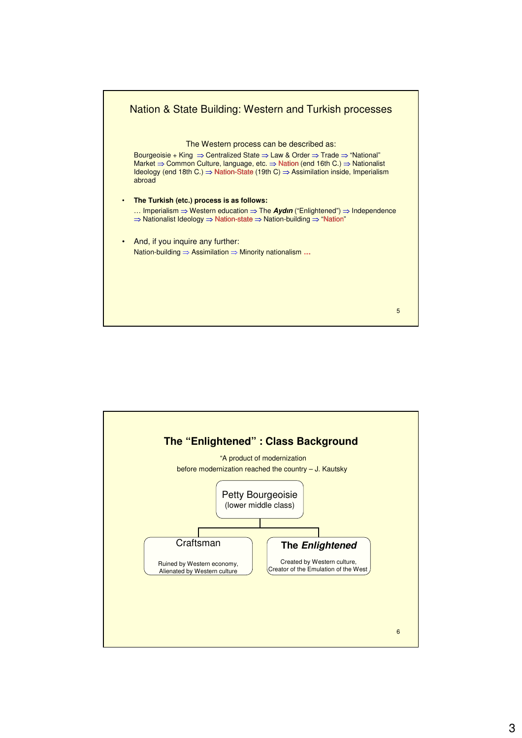## Nation & State Building: Western and Turkish processes

The Western process can be described as:

Bourgeoisie + King ⇒ Centralized State ⇒ Law & Order ⇒ Trade ⇒ "National" Market ⇒ Common Culture, language, etc. ⇒ Nation (end 16th C.) ⇒ Nationalist Ideology (end 18th C.) ⇒ Nation-State (19th C) ⇒ Assimilation inside, Imperialism abroad

- **The Turkish (etc.) process is as follows:**
  … Imperialism ⇒ Western education ⇒ The ***Aydın*** ("Enlightened") ⇒ Independence ⇒ Nationalist Ideology ⇒ Nation-state ⇒ Nation-building ⇒ "Nation"

- And, if you inquire any further:
  Nation-building ⇒ Assimilation ⇒ Minority nationalism …

## The "Enlightened" : Class Background

"A product of modernization before modernization reached the country – J. Kautsky

Petty Bourgeoisie (lower middle class)

- Craftsman
  - Ruined by Western economy, Alienated by Western culture
- The ***Enlightened***
  - Created by Western culture, Creator of the Emulation of the West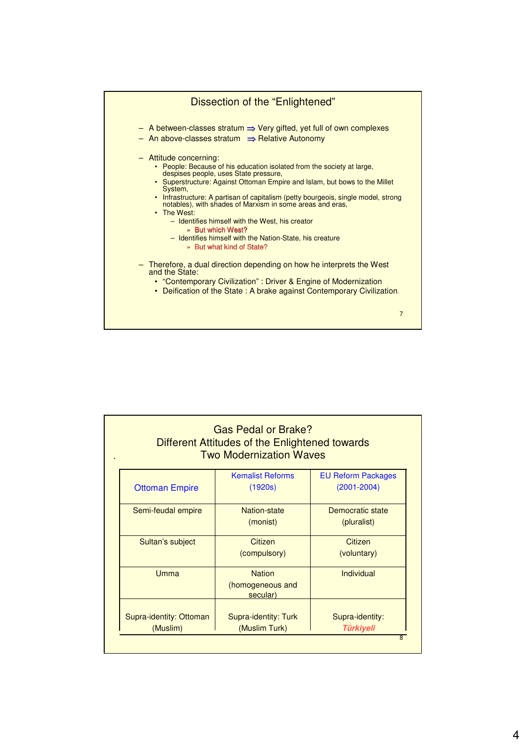## Dissection of the "Enlightened"

- A between-classes stratum ⇒ Very gifted, yet full of own complexes
- An above-classes stratum ⇒ Relative Autonomy
- Attitude concerning:
  - People: Because of his education isolated from the society at large, despises people, uses State pressure,
  - Superstructure: Against Ottoman Empire and Islam, but bows to the Millet System,
  - Infrastructure: A partisan of capitalism (petty bourgeois, single model, strong notables), with shades of Marxism in some areas and eras,
  - The West:
    - Identifies himself with the West, his creator
      - » But which West?
    - Identifies himself with the Nation-State, his creature
      - » But what kind of State?
- Therefore, a dual direction depending on how he interprets the West and the State:
  - "Contemporary Civilization" : Driver & Engine of Modernization
  - Deification of the State : A brake against Contemporary Civilization.

## Gas Pedal or Brake? Different Attitudes of the Enlightened towards Two Modernization Waves

| Ottoman Empire | Kemalist Reforms (1920s) | EU Reform Packages (2001-2004) |
|---|---|---|
| Semi-feudal empire | Nation-state (monist) | Democratic state (pluralist) |
| Sultan's subject | Citizen (compulsory) | Citizen (voluntary) |
| Umma | Nation (homogeneous and secular) | Individual |
| Supra-identity: Ottoman (Muslim) | Supra-identity: Turk (Muslim Turk) | Supra-identity: ***Türkiyeli*** |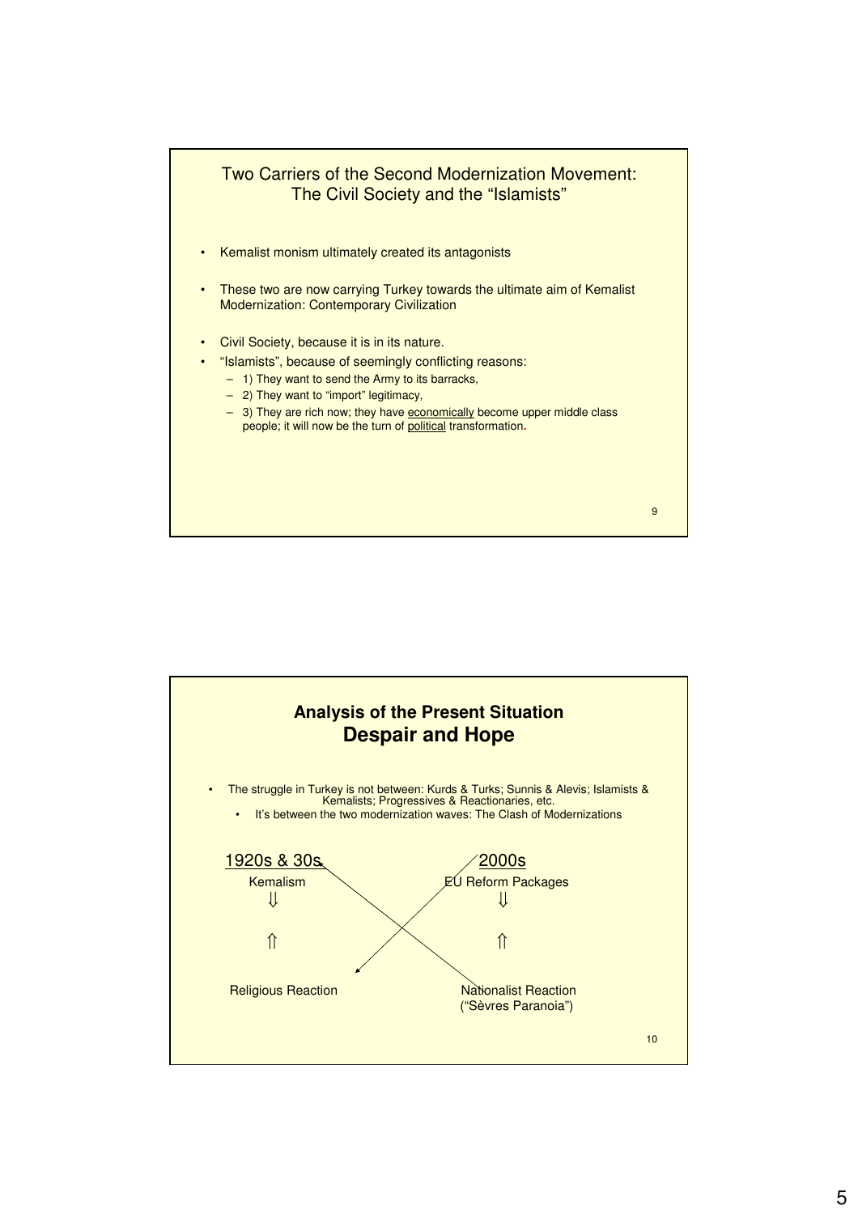## Two Carriers of the Second Modernization Movement: The Civil Society and the "Islamists"

- Kemalist monism ultimately created its antagonists
- These two are now carrying Turkey towards the ultimate aim of Kemalist Modernization: Contemporary Civilization
- Civil Society, because it is in its nature.
- "Islamists", because of seemingly conflicting reasons:
  - 1) They want to send the Army to its barracks,
  - 2) They want to "import" legitimacy,
  - 3) They are rich now; they have economically become upper middle class people; it will now be the turn of political transformation.

## Analysis of the Present Situation
## Despair and Hope

- The struggle in Turkey is not between: Kurds & Turks; Sunnis & Alevis; Islamists & Kemalists; Progressives & Reactionaries, etc.
  - It's between the two modernization waves: The Clash of Modernizations

| 1920s & 30s | 2000s |
|---|---|
| Kemalism | EU Reform Packages |
| ⇓ | ⇓ |
| ⇑ | ⇑ |
| Religious Reaction | Nationalist Reaction ("Sèvres Paranoia") |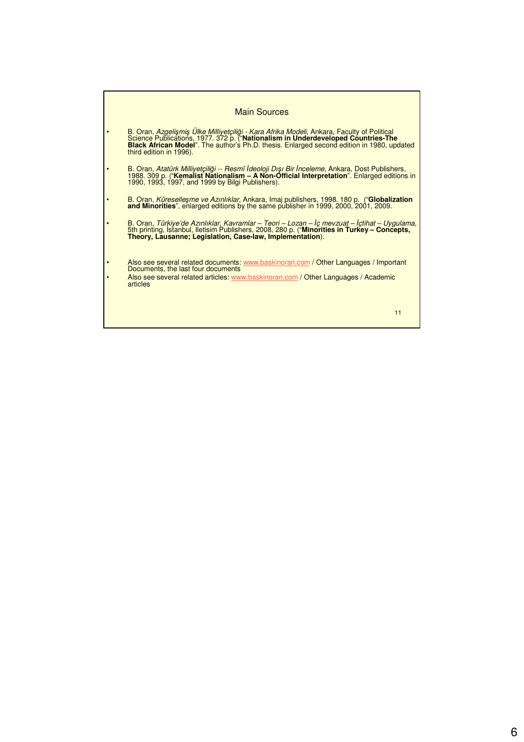## Main Sources

- B. Oran, *Azgelişmiş Ülke Milliyetçiliği - Kara Afrika Modeli*, Ankara, Faculty of Political Science Publications, 1977. 372 p. ("**Nationalism in Underdeveloped Countries-The Black African Model**". The author's Ph.D. thesis. Enlarged second edition in 1980, updated third edition in 1996).
- B. Oran, *Atatürk Milliyetçiliği -- Resmî İdeoloji Dışı Bir İnceleme*, Ankara, Dost Publishers, 1988. 309 p. ("**Kemalist Nationalism – A Non-Official Interpretation**". Enlarged editions in 1990, 1993, 1997, and 1999 by Bilgi Publishers).
- B. Oran, *Küreselleşme ve Azınlıklar*, Ankara, Imaj publishers, 1998. 180 p. ("**Globalization and Minorities**", enlarged editions by the same publisher in 1999, 2000, 2001, 2009.
- B. Oran, *Türkiye'de Azınlıklar, Kavramlar – Teori – Lozan – İç mevzuat – İçtihat – Uygulama*, 5th printing, İstanbul, Iletisim Publishers, 2008, 280 p. ("**Minorities in Turkey – Concepts, Theory, Lausanne; Legislation, Case-law, Implementation**).
- Also see several related documents: www.baskinoran.com / Other Languages / Important Documents, the last four documents
- Also see several related articles: www.baskinoran.com / Other Languages / Academic articles